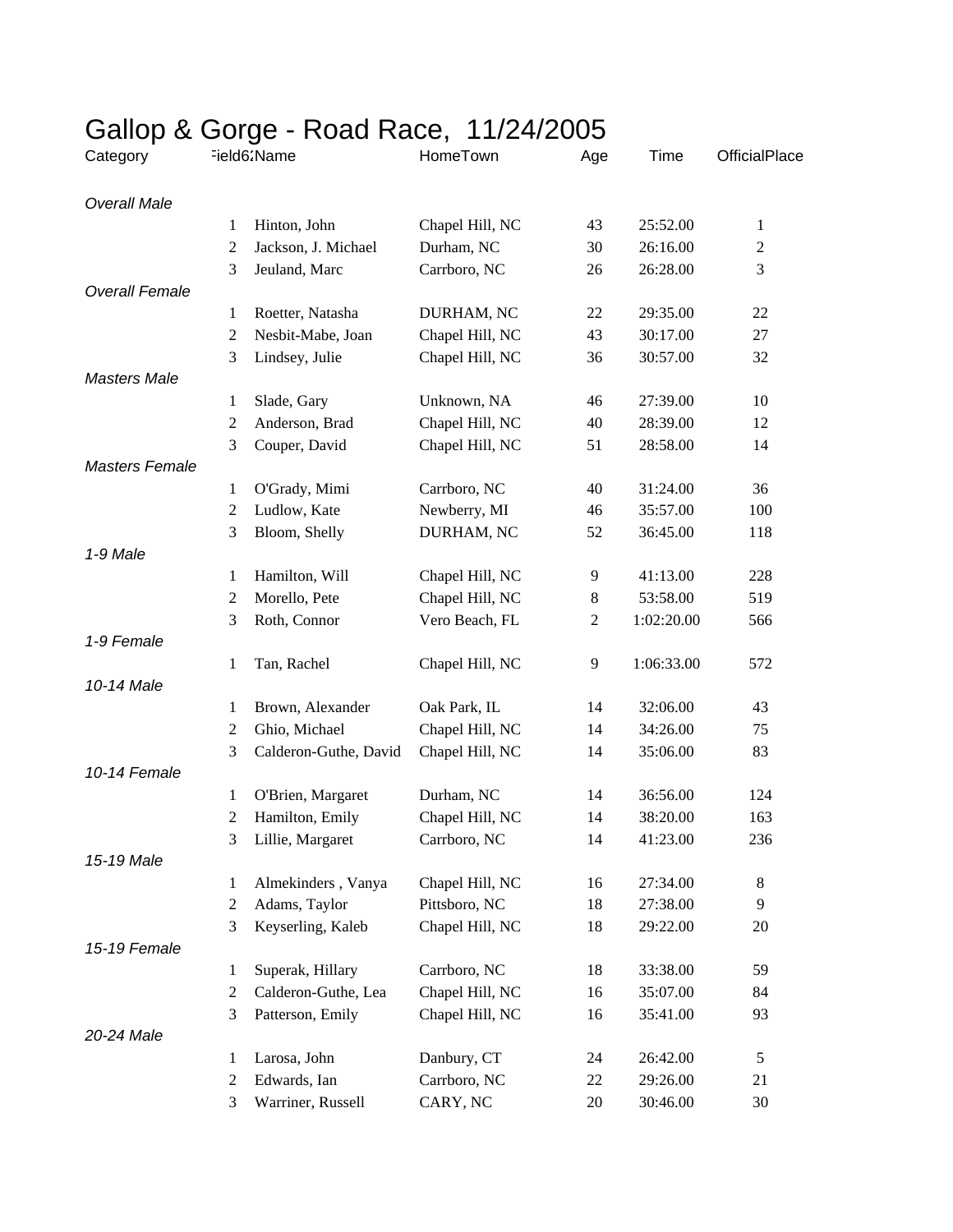# Gallop & Gorge - Road Race, 11/24/2005

| Category | Field62 | Name | HomeTown | Age | Time | OfficialPlace |
|---|---|---|---|---|---|---|
| *Overall Male* | | | | | | |
| | 1 | Hinton, John | Chapel Hill, NC | 43 | 25:52.00 | 1 |
| | 2 | Jackson, J. Michael | Durham, NC | 30 | 26:16.00 | 2 |
| | 3 | Jeuland, Marc | Carrboro, NC | 26 | 26:28.00 | 3 |
| *Overall Female* | | | | | | |
| | 1 | Roetter, Natasha | DURHAM, NC | 22 | 29:35.00 | 22 |
| | 2 | Nesbit-Mabe, Joan | Chapel Hill, NC | 43 | 30:17.00 | 27 |
| | 3 | Lindsey, Julie | Chapel Hill, NC | 36 | 30:57.00 | 32 |
| *Masters Male* | | | | | | |
| | 1 | Slade, Gary | Unknown, NA | 46 | 27:39.00 | 10 |
| | 2 | Anderson, Brad | Chapel Hill, NC | 40 | 28:39.00 | 12 |
| | 3 | Couper, David | Chapel Hill, NC | 51 | 28:58.00 | 14 |
| *Masters Female* | | | | | | |
| | 1 | O'Grady, Mimi | Carrboro, NC | 40 | 31:24.00 | 36 |
| | 2 | Ludlow, Kate | Newberry, MI | 46 | 35:57.00 | 100 |
| | 3 | Bloom, Shelly | DURHAM, NC | 52 | 36:45.00 | 118 |
| *1-9 Male* | | | | | | |
| | 1 | Hamilton, Will | Chapel Hill, NC | 9 | 41:13.00 | 228 |
| | 2 | Morello, Pete | Chapel Hill, NC | 8 | 53:58.00 | 519 |
| | 3 | Roth, Connor | Vero Beach, FL | 2 | 1:02:20.00 | 566 |
| *1-9 Female* | | | | | | |
| | 1 | Tan, Rachel | Chapel Hill, NC | 9 | 1:06:33.00 | 572 |
| *10-14 Male* | | | | | | |
| | 1 | Brown, Alexander | Oak Park, IL | 14 | 32:06.00 | 43 |
| | 2 | Ghio, Michael | Chapel Hill, NC | 14 | 34:26.00 | 75 |
| | 3 | Calderon-Guthe, David | Chapel Hill, NC | 14 | 35:06.00 | 83 |
| *10-14 Female* | | | | | | |
| | 1 | O'Brien, Margaret | Durham, NC | 14 | 36:56.00 | 124 |
| | 2 | Hamilton, Emily | Chapel Hill, NC | 14 | 38:20.00 | 163 |
| | 3 | Lillie, Margaret | Carrboro, NC | 14 | 41:23.00 | 236 |
| *15-19 Male* | | | | | | |
| | 1 | Almekinders , Vanya | Chapel Hill, NC | 16 | 27:34.00 | 8 |
| | 2 | Adams, Taylor | Pittsboro, NC | 18 | 27:38.00 | 9 |
| | 3 | Keyserling, Kaleb | Chapel Hill, NC | 18 | 29:22.00 | 20 |
| *15-19 Female* | | | | | | |
| | 1 | Superak, Hillary | Carrboro, NC | 18 | 33:38.00 | 59 |
| | 2 | Calderon-Guthe, Lea | Chapel Hill, NC | 16 | 35:07.00 | 84 |
| | 3 | Patterson, Emily | Chapel Hill, NC | 16 | 35:41.00 | 93 |
| *20-24 Male* | | | | | | |
| | 1 | Larosa, John | Danbury, CT | 24 | 26:42.00 | 5 |
| | 2 | Edwards, Ian | Carrboro, NC | 22 | 29:26.00 | 21 |
| | 3 | Warriner, Russell | CARY, NC | 20 | 30:46.00 | 30 |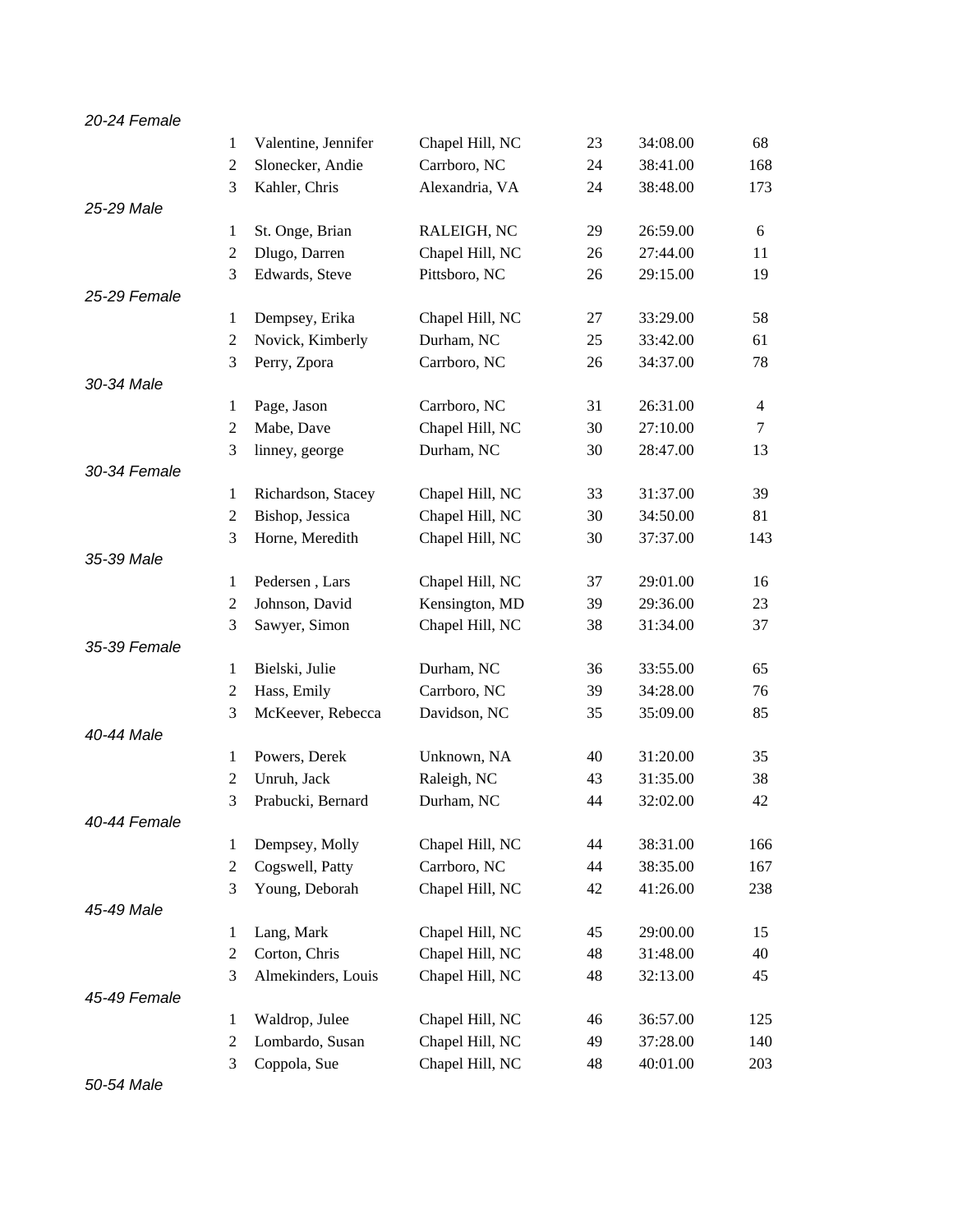*20-24 Female*

| | | | | | |
|---|---|---|---|---|---|
| 1 | Valentine, Jennifer | Chapel Hill, NC | 23 | 34:08.00 | 68 |
| 2 | Slonecker, Andie | Carrboro, NC | 24 | 38:41.00 | 168 |
| 3 | Kahler, Chris | Alexandria, VA | 24 | 38:48.00 | 173 |

*25-29 Male*

| | | | | | |
|---|---|---|---|---|---|
| 1 | St. Onge, Brian | RALEIGH, NC | 29 | 26:59.00 | 6 |
| 2 | Dlugo, Darren | Chapel Hill, NC | 26 | 27:44.00 | 11 |
| 3 | Edwards, Steve | Pittsboro, NC | 26 | 29:15.00 | 19 |

*25-29 Female*

| | | | | | |
|---|---|---|---|---|---|
| 1 | Dempsey, Erika | Chapel Hill, NC | 27 | 33:29.00 | 58 |
| 2 | Novick, Kimberly | Durham, NC | 25 | 33:42.00 | 61 |
| 3 | Perry, Zpora | Carrboro, NC | 26 | 34:37.00 | 78 |

*30-34 Male*

| | | | | | |
|---|---|---|---|---|---|
| 1 | Page, Jason | Carrboro, NC | 31 | 26:31.00 | 4 |
| 2 | Mabe, Dave | Chapel Hill, NC | 30 | 27:10.00 | 7 |
| 3 | linney, george | Durham, NC | 30 | 28:47.00 | 13 |

*30-34 Female*

| | | | | | |
|---|---|---|---|---|---|
| 1 | Richardson, Stacey | Chapel Hill, NC | 33 | 31:37.00 | 39 |
| 2 | Bishop, Jessica | Chapel Hill, NC | 30 | 34:50.00 | 81 |
| 3 | Horne, Meredith | Chapel Hill, NC | 30 | 37:37.00 | 143 |

*35-39 Male*

| | | | | | |
|---|---|---|---|---|---|
| 1 | Pedersen , Lars | Chapel Hill, NC | 37 | 29:01.00 | 16 |
| 2 | Johnson, David | Kensington, MD | 39 | 29:36.00 | 23 |
| 3 | Sawyer, Simon | Chapel Hill, NC | 38 | 31:34.00 | 37 |

*35-39 Female*

| | | | | | |
|---|---|---|---|---|---|
| 1 | Bielski, Julie | Durham, NC | 36 | 33:55.00 | 65 |
| 2 | Hass, Emily | Carrboro, NC | 39 | 34:28.00 | 76 |
| 3 | McKeever, Rebecca | Davidson, NC | 35 | 35:09.00 | 85 |

*40-44 Male*

| | | | | | |
|---|---|---|---|---|---|
| 1 | Powers, Derek | Unknown, NA | 40 | 31:20.00 | 35 |
| 2 | Unruh, Jack | Raleigh, NC | 43 | 31:35.00 | 38 |
| 3 | Prabucki, Bernard | Durham, NC | 44 | 32:02.00 | 42 |

*40-44 Female*

| | | | | | |
|---|---|---|---|---|---|
| 1 | Dempsey, Molly | Chapel Hill, NC | 44 | 38:31.00 | 166 |
| 2 | Cogswell, Patty | Carrboro, NC | 44 | 38:35.00 | 167 |
| 3 | Young, Deborah | Chapel Hill, NC | 42 | 41:26.00 | 238 |

*45-49 Male*

| | | | | | |
|---|---|---|---|---|---|
| 1 | Lang, Mark | Chapel Hill, NC | 45 | 29:00.00 | 15 |
| 2 | Corton, Chris | Chapel Hill, NC | 48 | 31:48.00 | 40 |
| 3 | Almekinders, Louis | Chapel Hill, NC | 48 | 32:13.00 | 45 |

*45-49 Female*

| | | | | | |
|---|---|---|---|---|---|
| 1 | Waldrop, Julee | Chapel Hill, NC | 46 | 36:57.00 | 125 |
| 2 | Lombardo, Susan | Chapel Hill, NC | 49 | 37:28.00 | 140 |
| 3 | Coppola, Sue | Chapel Hill, NC | 48 | 40:01.00 | 203 |

*50-54 Male*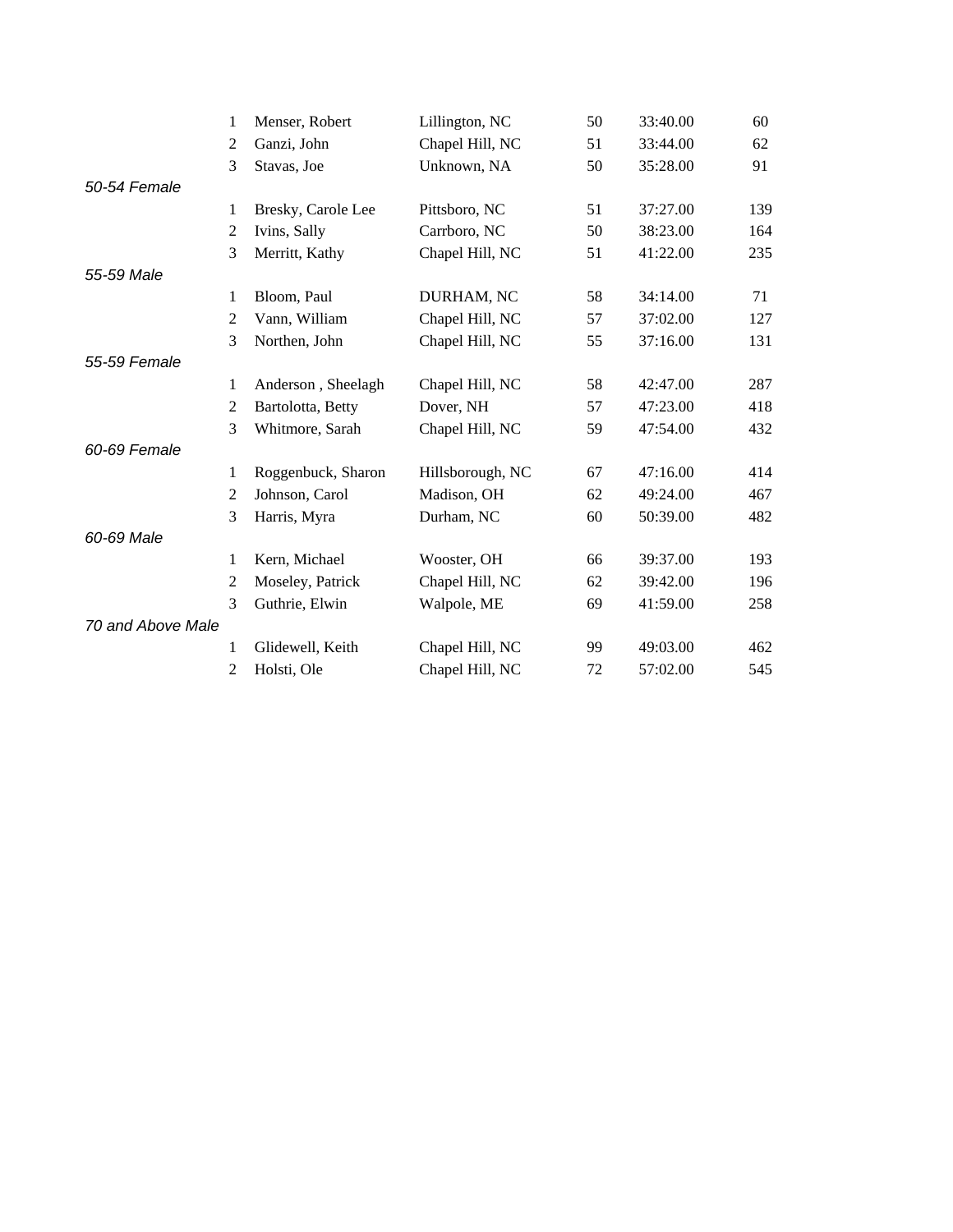| | | | | | | |
|---|---|---|---|---|---|---|
| | 1 | Menser, Robert | Lillington, NC | 50 | 33:40.00 | 60 |
| | 2 | Ganzi, John | Chapel Hill, NC | 51 | 33:44.00 | 62 |
| | 3 | Stavas, Joe | Unknown, NA | 50 | 35:28.00 | 91 |
| *50-54 Female* | | | | | | |
| | 1 | Bresky, Carole Lee | Pittsboro, NC | 51 | 37:27.00 | 139 |
| | 2 | Ivins, Sally | Carrboro, NC | 50 | 38:23.00 | 164 |
| | 3 | Merritt, Kathy | Chapel Hill, NC | 51 | 41:22.00 | 235 |
| *55-59 Male* | | | | | | |
| | 1 | Bloom, Paul | DURHAM, NC | 58 | 34:14.00 | 71 |
| | 2 | Vann, William | Chapel Hill, NC | 57 | 37:02.00 | 127 |
| | 3 | Northen, John | Chapel Hill, NC | 55 | 37:16.00 | 131 |
| *55-59 Female* | | | | | | |
| | 1 | Anderson , Sheelagh | Chapel Hill, NC | 58 | 42:47.00 | 287 |
| | 2 | Bartolotta, Betty | Dover, NH | 57 | 47:23.00 | 418 |
| | 3 | Whitmore, Sarah | Chapel Hill, NC | 59 | 47:54.00 | 432 |
| *60-69 Female* | | | | | | |
| | 1 | Roggenbuck, Sharon | Hillsborough, NC | 67 | 47:16.00 | 414 |
| | 2 | Johnson, Carol | Madison, OH | 62 | 49:24.00 | 467 |
| | 3 | Harris, Myra | Durham, NC | 60 | 50:39.00 | 482 |
| *60-69 Male* | | | | | | |
| | 1 | Kern, Michael | Wooster, OH | 66 | 39:37.00 | 193 |
| | 2 | Moseley, Patrick | Chapel Hill, NC | 62 | 39:42.00 | 196 |
| | 3 | Guthrie, Elwin | Walpole, ME | 69 | 41:59.00 | 258 |
| *70 and Above Male* | | | | | | |
| | 1 | Glidewell, Keith | Chapel Hill, NC | 99 | 49:03.00 | 462 |
| | 2 | Holsti, Ole | Chapel Hill, NC | 72 | 57:02.00 | 545 |